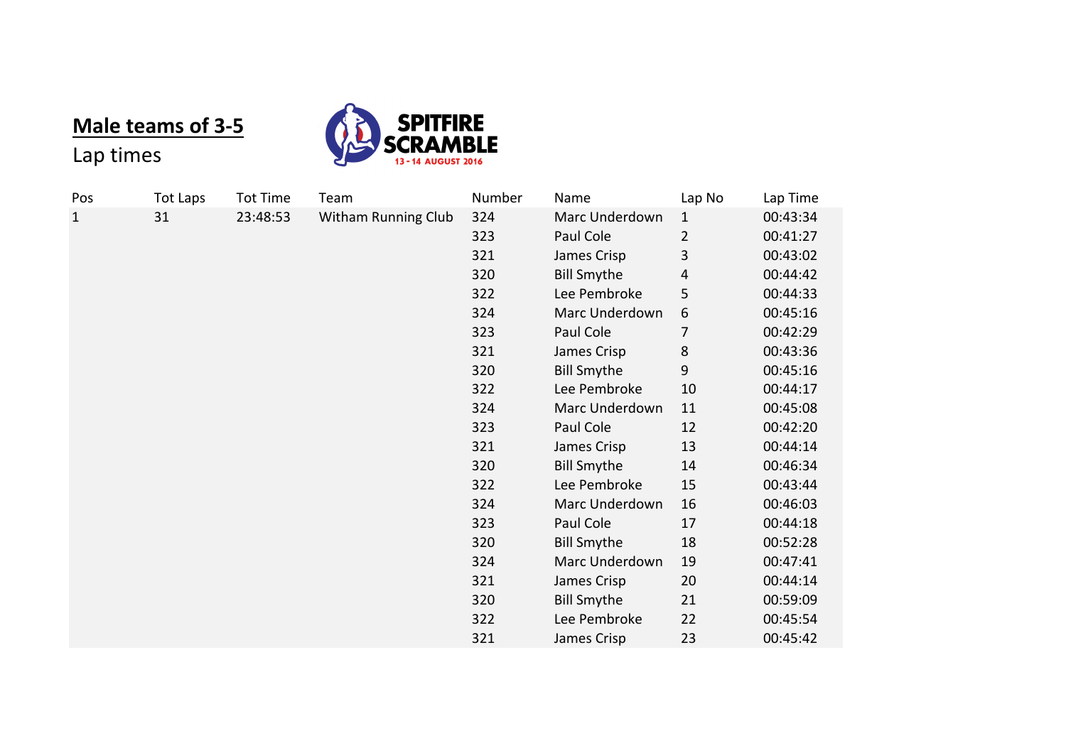## Male teams of 3-5

Lap times

SPITFIRE SCRAMBLE

13 - 14 AUGUST 2016

| Pos | Tot Laps | Tot Time | Team | Number | Name | Lap No | Lap Time |
|---|---|---|---|---|---|---|---|
| 1 | 31 | 23:48:53 | Witham Running Club | 324 | Marc Underdown | 1 | 00:43:34 |
| | | | | 323 | Paul Cole | 2 | 00:41:27 |
| | | | | 321 | James Crisp | 3 | 00:43:02 |
| | | | | 320 | Bill Smythe | 4 | 00:44:42 |
| | | | | 322 | Lee Pembroke | 5 | 00:44:33 |
| | | | | 324 | Marc Underdown | 6 | 00:45:16 |
| | | | | 323 | Paul Cole | 7 | 00:42:29 |
| | | | | 321 | James Crisp | 8 | 00:43:36 |
| | | | | 320 | Bill Smythe | 9 | 00:45:16 |
| | | | | 322 | Lee Pembroke | 10 | 00:44:17 |
| | | | | 324 | Marc Underdown | 11 | 00:45:08 |
| | | | | 323 | Paul Cole | 12 | 00:42:20 |
| | | | | 321 | James Crisp | 13 | 00:44:14 |
| | | | | 320 | Bill Smythe | 14 | 00:46:34 |
| | | | | 322 | Lee Pembroke | 15 | 00:43:44 |
| | | | | 324 | Marc Underdown | 16 | 00:46:03 |
| | | | | 323 | Paul Cole | 17 | 00:44:18 |
| | | | | 320 | Bill Smythe | 18 | 00:52:28 |
| | | | | 324 | Marc Underdown | 19 | 00:47:41 |
| | | | | 321 | James Crisp | 20 | 00:44:14 |
| | | | | 320 | Bill Smythe | 21 | 00:59:09 |
| | | | | 322 | Lee Pembroke | 22 | 00:45:54 |
| | | | | 321 | James Crisp | 23 | 00:45:42 |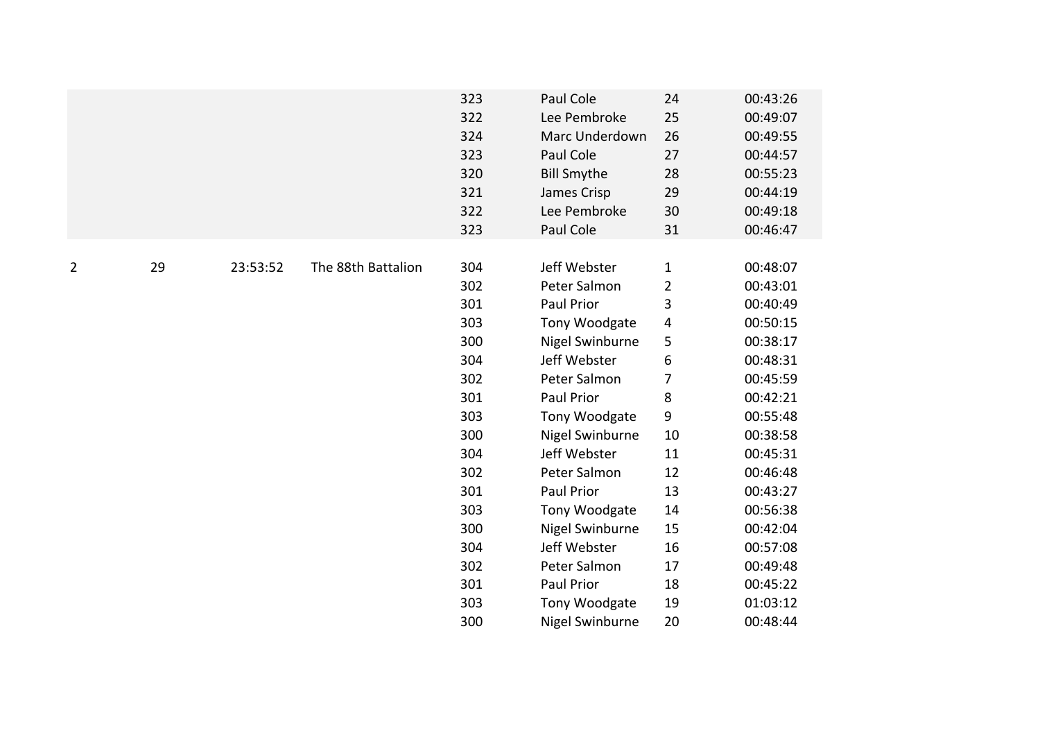| | | | | 323 | Paul Cole | 24 | 00:43:26 |
|---|---|---|---|---|---|---|---|
| | | | | 322 | Lee Pembroke | 25 | 00:49:07 |
| | | | | 324 | Marc Underdown | 26 | 00:49:55 |
| | | | | 323 | Paul Cole | 27 | 00:44:57 |
| | | | | 320 | Bill Smythe | 28 | 00:55:23 |
| | | | | 321 | James Crisp | 29 | 00:44:19 |
| | | | | 322 | Lee Pembroke | 30 | 00:49:18 |
| | | | | 323 | Paul Cole | 31 | 00:46:47 |
| | | | | | | | |
| 2 | 29 | 23:53:52 | The 88th Battalion | 304 | Jeff Webster | 1 | 00:48:07 |
| | | | | 302 | Peter Salmon | 2 | 00:43:01 |
| | | | | 301 | Paul Prior | 3 | 00:40:49 |
| | | | | 303 | Tony Woodgate | 4 | 00:50:15 |
| | | | | 300 | Nigel Swinburne | 5 | 00:38:17 |
| | | | | 304 | Jeff Webster | 6 | 00:48:31 |
| | | | | 302 | Peter Salmon | 7 | 00:45:59 |
| | | | | 301 | Paul Prior | 8 | 00:42:21 |
| | | | | 303 | Tony Woodgate | 9 | 00:55:48 |
| | | | | 300 | Nigel Swinburne | 10 | 00:38:58 |
| | | | | 304 | Jeff Webster | 11 | 00:45:31 |
| | | | | 302 | Peter Salmon | 12 | 00:46:48 |
| | | | | 301 | Paul Prior | 13 | 00:43:27 |
| | | | | 303 | Tony Woodgate | 14 | 00:56:38 |
| | | | | 300 | Nigel Swinburne | 15 | 00:42:04 |
| | | | | 304 | Jeff Webster | 16 | 00:57:08 |
| | | | | 302 | Peter Salmon | 17 | 00:49:48 |
| | | | | 301 | Paul Prior | 18 | 00:45:22 |
| | | | | 303 | Tony Woodgate | 19 | 01:03:12 |
| | | | | 300 | Nigel Swinburne | 20 | 00:48:44 |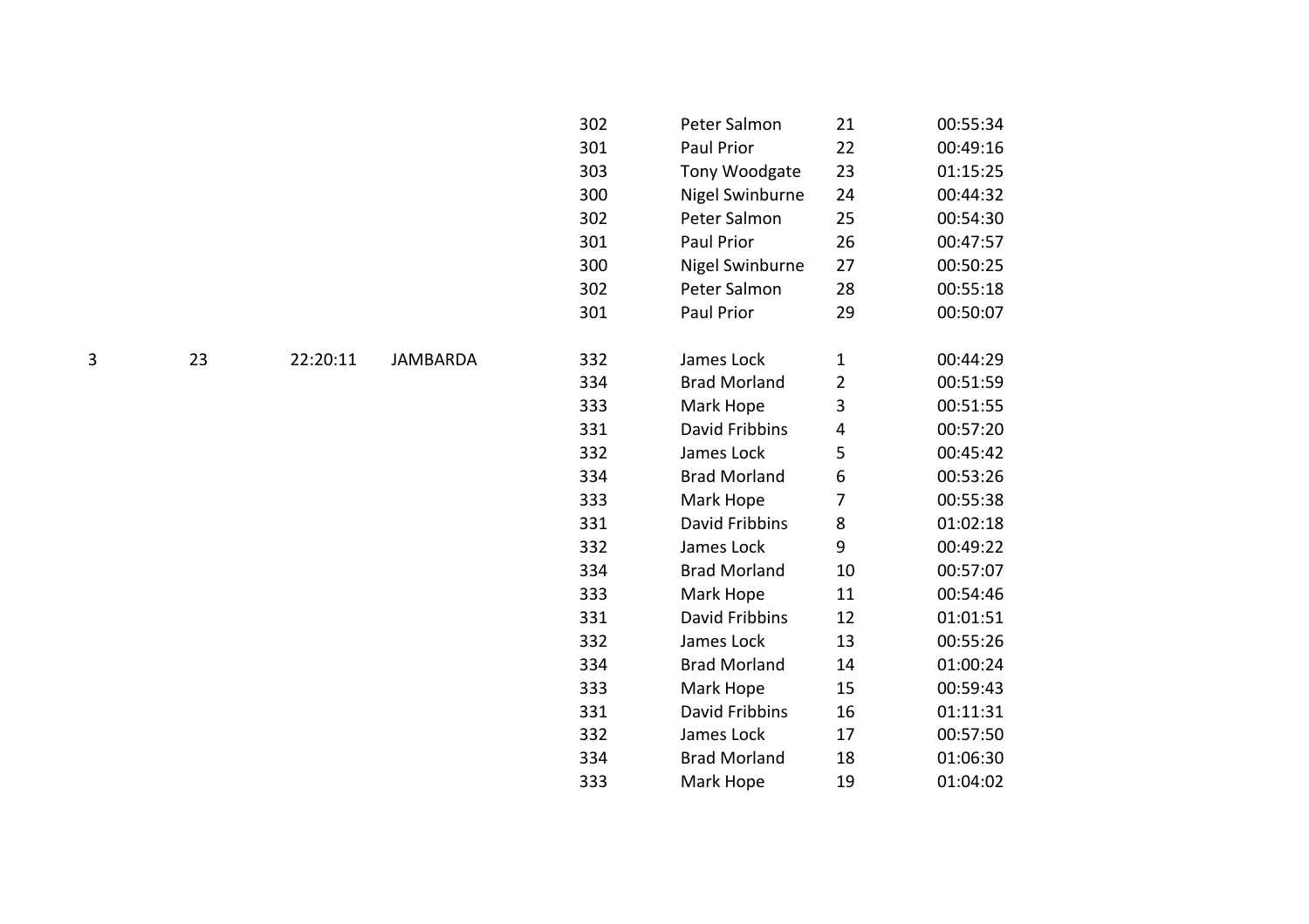| | | | | | | | |
|---|---|---|---|---|---|---|---|
| | | | | 302 | Peter Salmon | 21 | 00:55:34 |
| | | | | 301 | Paul Prior | 22 | 00:49:16 |
| | | | | 303 | Tony Woodgate | 23 | 01:15:25 |
| | | | | 300 | Nigel Swinburne | 24 | 00:44:32 |
| | | | | 302 | Peter Salmon | 25 | 00:54:30 |
| | | | | 301 | Paul Prior | 26 | 00:47:57 |
| | | | | 300 | Nigel Swinburne | 27 | 00:50:25 |
| | | | | 302 | Peter Salmon | 28 | 00:55:18 |
| | | | | 301 | Paul Prior | 29 | 00:50:07 |
| | | | | | | | |
| 3 | 23 | 22:20:11 | JAMBARDA | 332 | James Lock | 1 | 00:44:29 |
| | | | | 334 | Brad Morland | 2 | 00:51:59 |
| | | | | 333 | Mark Hope | 3 | 00:51:55 |
| | | | | 331 | David Fribbins | 4 | 00:57:20 |
| | | | | 332 | James Lock | 5 | 00:45:42 |
| | | | | 334 | Brad Morland | 6 | 00:53:26 |
| | | | | 333 | Mark Hope | 7 | 00:55:38 |
| | | | | 331 | David Fribbins | 8 | 01:02:18 |
| | | | | 332 | James Lock | 9 | 00:49:22 |
| | | | | 334 | Brad Morland | 10 | 00:57:07 |
| | | | | 333 | Mark Hope | 11 | 00:54:46 |
| | | | | 331 | David Fribbins | 12 | 01:01:51 |
| | | | | 332 | James Lock | 13 | 00:55:26 |
| | | | | 334 | Brad Morland | 14 | 01:00:24 |
| | | | | 333 | Mark Hope | 15 | 00:59:43 |
| | | | | 331 | David Fribbins | 16 | 01:11:31 |
| | | | | 332 | James Lock | 17 | 00:57:50 |
| | | | | 334 | Brad Morland | 18 | 01:06:30 |
| | | | | 333 | Mark Hope | 19 | 01:04:02 |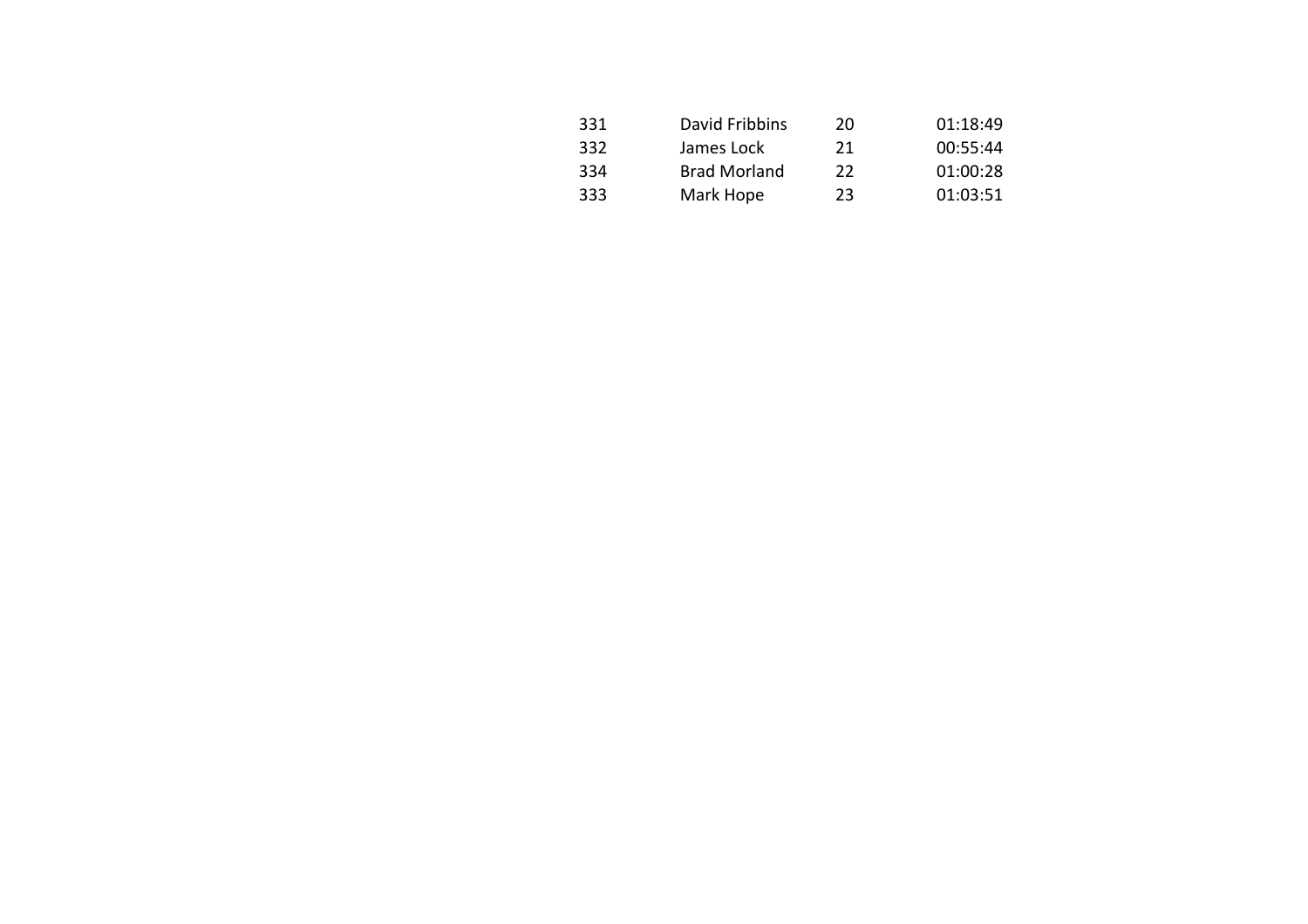| | | | |
|---|---|---|---|
| 331 | David Fribbins | 20 | 01:18:49 |
| 332 | James Lock | 21 | 00:55:44 |
| 334 | Brad Morland | 22 | 01:00:28 |
| 333 | Mark Hope | 23 | 01:03:51 |